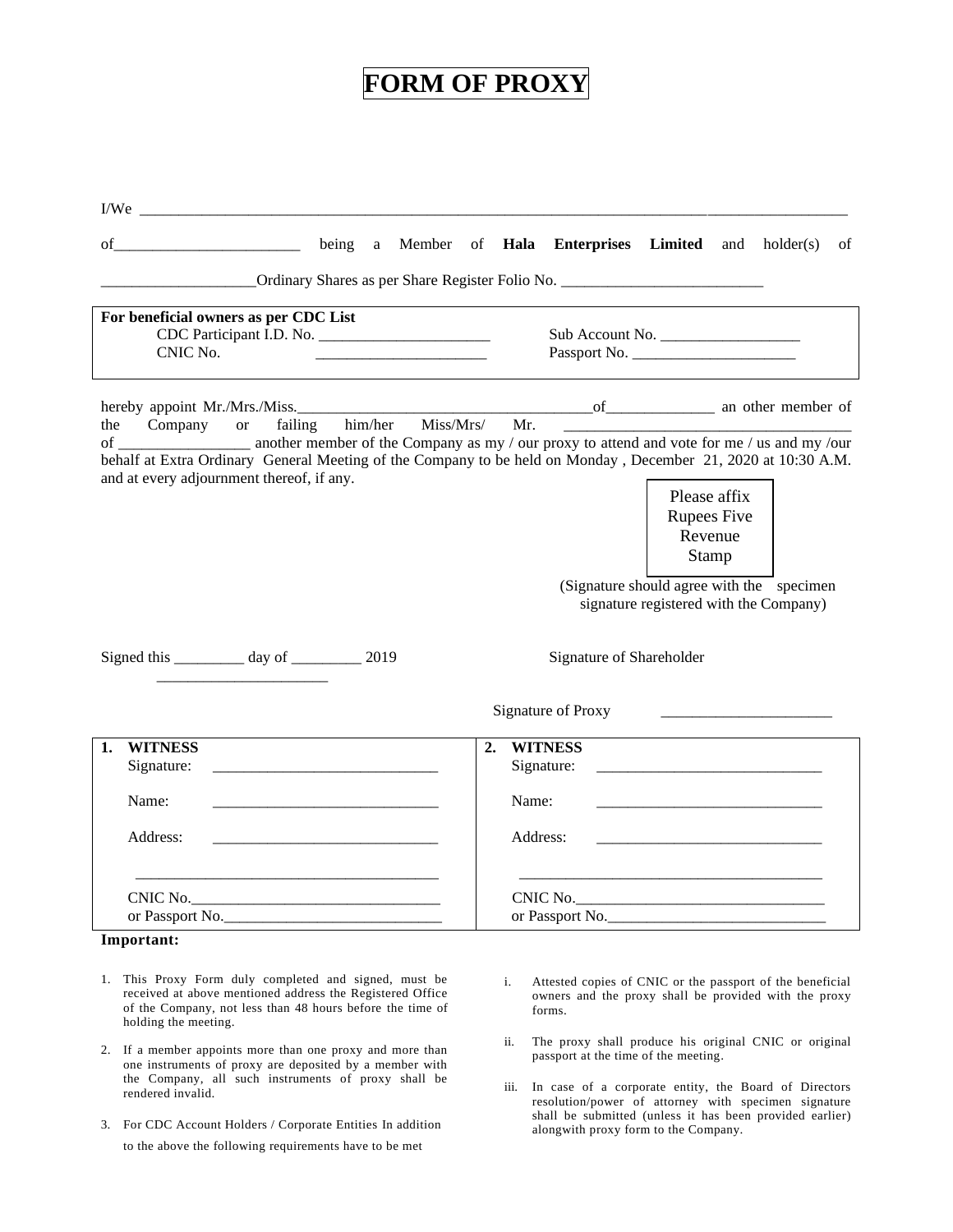# FORM OF PROXY

I/We ____________________________________________________________________________________________

of________________________ being a Member of **Hala Enterprises Limited** and holder(s) of ____________________Ordinary Shares as per Share Register Folio No. __________________________

| **For beneficial owners as per CDC List** | |
|---|---|
| CDC Participant I.D. No. ______________________ | Sub Account No. __________________ |
| CNIC No. ______________________ | Passport No. ______________________ |

hereby appoint Mr./Mrs./Miss.______________________________________of______________ an other member of the Company or failing him/her Miss/Mrs/ Mr. ______________________________________ of _________________ another member of the Company as my / our proxy to attend and vote for me / us and my /our behalf at Extra Ordinary General Meeting of the Company to be held on Monday , December 21, 2020 at 10:30 A.M. and at every adjournment thereof, if any.

Please affix Rupees Five Revenue Stamp

(Signature should agree with the specimen signature registered with the Company)

Signed this _________ day of _________ 2019

Signature of Shareholder ______________________

Signature of Proxy ______________________

| **1. WITNESS** | **2. WITNESS** |
|---|---|
| Signature: ______________________________ | Signature: ______________________________ |
| Name: ______________________________ | Name: ______________________________ |
| Address: ______________________________ | Address: ______________________________ |
| ________________________________________ | ________________________________________ |
| CNIC No.________________________________ | CNIC No.________________________________ |
| or Passport No.____________________________ | or Passport No.____________________________ |

**Important:**

1. This Proxy Form duly completed and signed, must be received at above mentioned address the Registered Office of the Company, not less than 48 hours before the time of holding the meeting.
2. If a member appoints more than one proxy and more than one instruments of proxy are deposited by a member with the Company, all such instruments of proxy shall be rendered invalid.
3. For CDC Account Holders / Corporate Entities In addition to the above the following requirements have to be met

   i. Attested copies of CNIC or the passport of the beneficial owners and the proxy shall be provided with the proxy forms.

   ii. The proxy shall produce his original CNIC or original passport at the time of the meeting.

   iii. In case of a corporate entity, the Board of Directors resolution/power of attorney with specimen signature shall be submitted (unless it has been provided earlier) alongwith proxy form to the Company.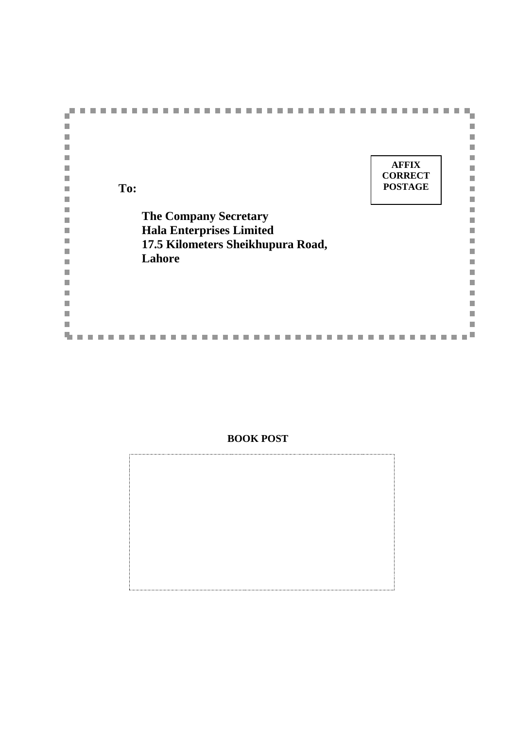**AFFIX CORRECT POSTAGE**

**To:**

**The Company Secretary**
**Hala Enterprises Limited**
**17.5 Kilometers Sheikhupura Road,**
**Lahore**

**BOOK POST**